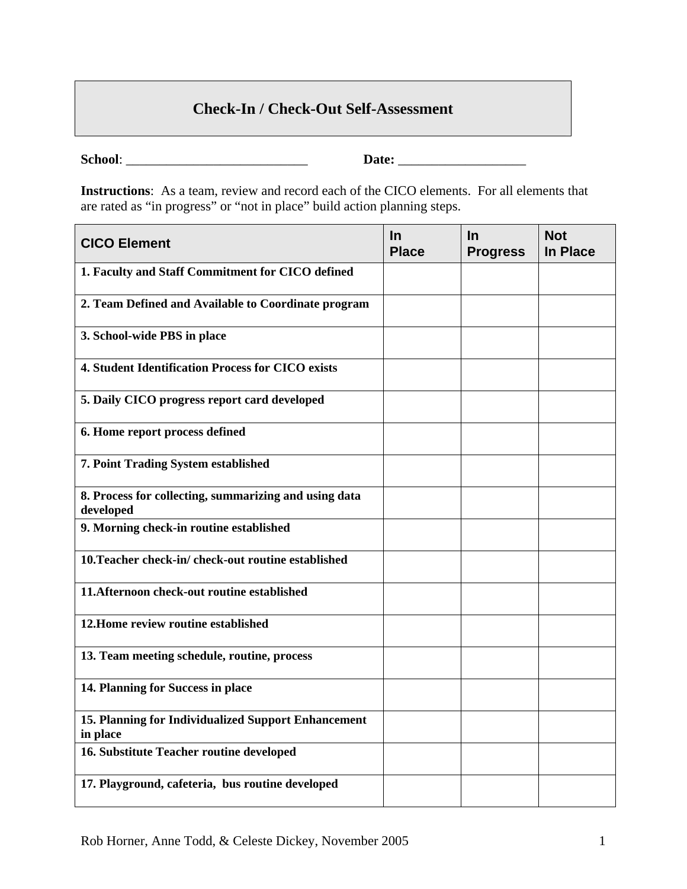# Check-In / Check-Out Self-Assessment

**School**: ___________________________ **Date:** ___________________

**Instructions**: As a team, review and record each of the CICO elements. For all elements that are rated as "in progress" or "not in place" build action planning steps.

| CICO Element | In Place | In Progress | Not In Place |
|---|---|---|---|
| **1. Faculty and Staff Commitment for CICO defined** | | | |
| **2. Team Defined and Available to Coordinate program** | | | |
| **3. School-wide PBS in place** | | | |
| **4. Student Identification Process for CICO exists** | | | |
| **5. Daily CICO progress report card developed** | | | |
| **6. Home report process defined** | | | |
| **7. Point Trading System established** | | | |
| **8. Process for collecting, summarizing and using data developed** | | | |
| **9. Morning check-in routine established** | | | |
| **10.Teacher check-in/ check-out routine established** | | | |
| **11.Afternoon check-out routine established** | | | |
| **12.Home review routine established** | | | |
| **13. Team meeting schedule, routine, process** | | | |
| **14. Planning for Success in place** | | | |
| **15. Planning for Individualized Support Enhancement in place** | | | |
| **16. Substitute Teacher routine developed** | | | |
| **17. Playground, cafeteria, bus routine developed** | | | |

Rob Horner, Anne Todd, & Celeste Dickey, November 2005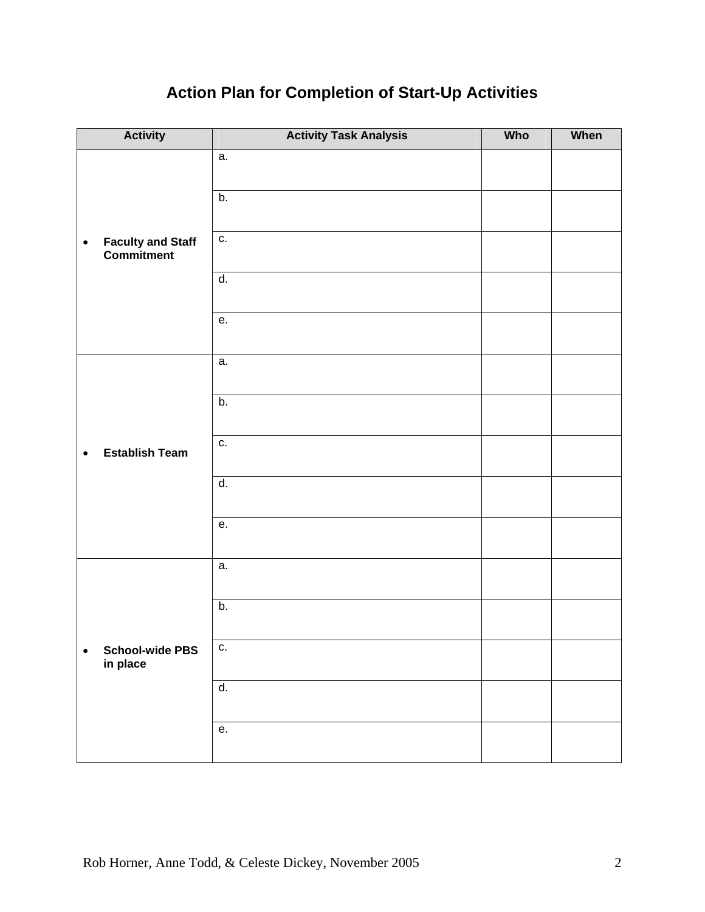# Action Plan for Completion of Start-Up Activities

| Activity | Activity Task Analysis | Who | When |
|---|---|---|---|
| • **Faculty and Staff Commitment** | a. | | |
| | b. | | |
| | c. | | |
| | d. | | |
| | e. | | |
| • **Establish Team** | a. | | |
| | b. | | |
| | c. | | |
| | d. | | |
| | e. | | |
| • **School-wide PBS in place** | a. | | |
| | b. | | |
| | c. | | |
| | d. | | |
| | e. | | |

Rob Horner, Anne Todd, & Celeste Dickey, November 2005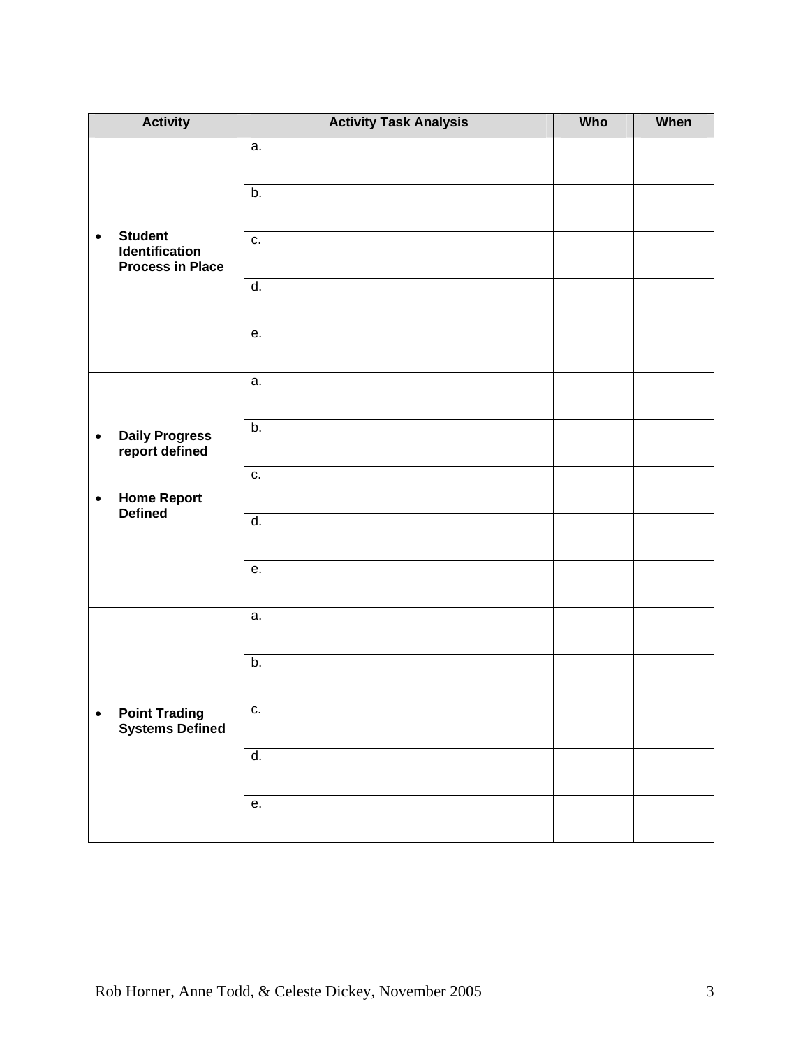| Activity | Activity Task Analysis | Who | When |
|---|---|---|---|
| • **Student Identification Process in Place** | a. | | |
| | b. | | |
| | c. | | |
| | d. | | |
| | e. | | |
| • **Daily Progress report defined**<br>• **Home Report Defined** | a. | | |
| | b. | | |
| | c. | | |
| | d. | | |
| | e. | | |
| • **Point Trading Systems Defined** | a. | | |
| | b. | | |
| | c. | | |
| | d. | | |
| | e. | | |

Rob Horner, Anne Todd, & Celeste Dickey, November 2005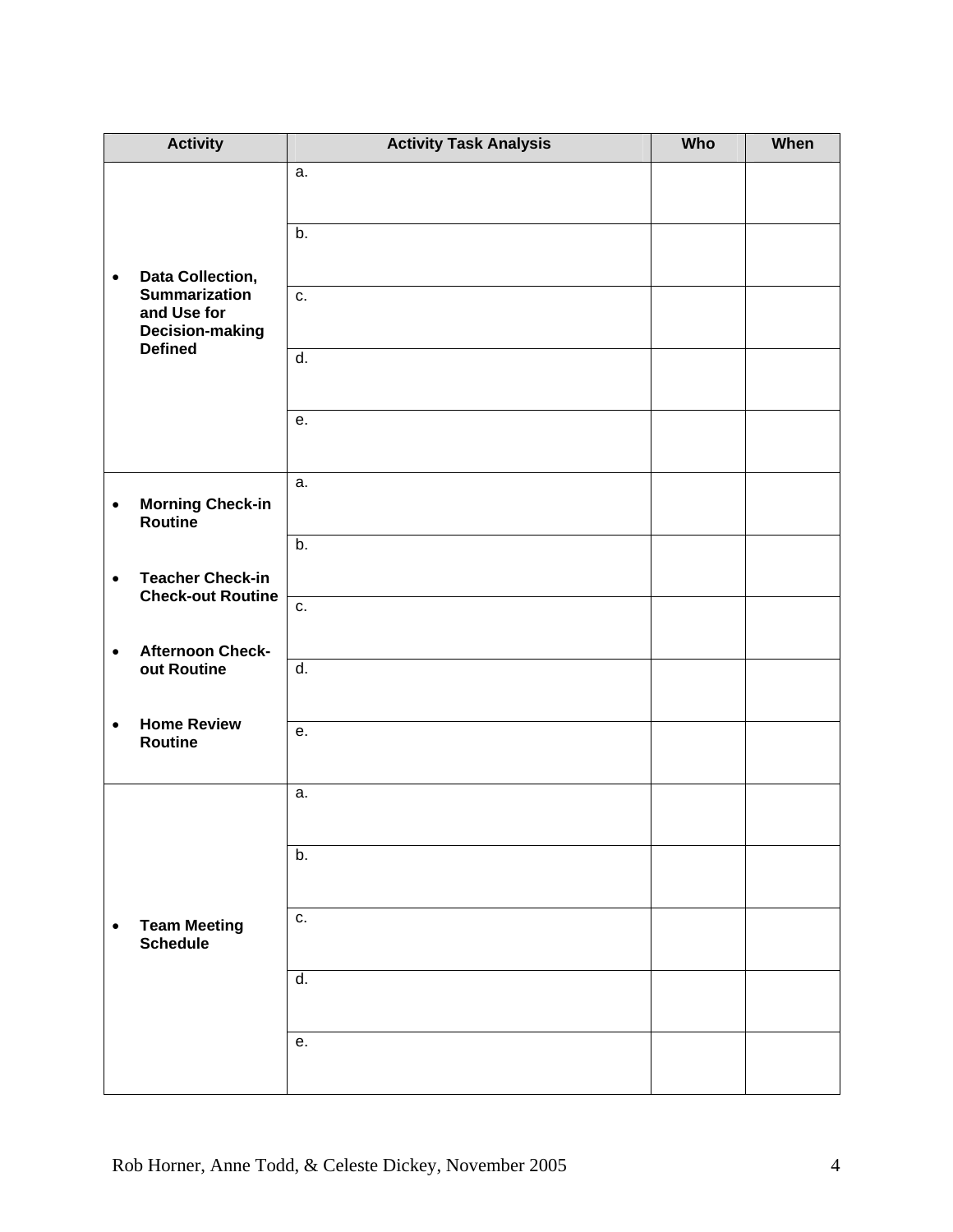| Activity | Activity Task Analysis | Who | When |
|---|---|---|---|
| • **Data Collection, Summarization and Use for Decision-making Defined** | a. | | |
| | b. | | |
| | c. | | |
| | d. | | |
| | e. | | |
| • **Morning Check-in Routine**<br>• **Teacher Check-in Check-out Routine**<br>• **Afternoon Check-out Routine**<br>• **Home Review Routine** | a. | | |
| | b. | | |
| | c. | | |
| | d. | | |
| | e. | | |
| • **Team Meeting Schedule** | a. | | |
| | b. | | |
| | c. | | |
| | d. | | |
| | e. | | |

Rob Horner, Anne Todd, & Celeste Dickey, November 2005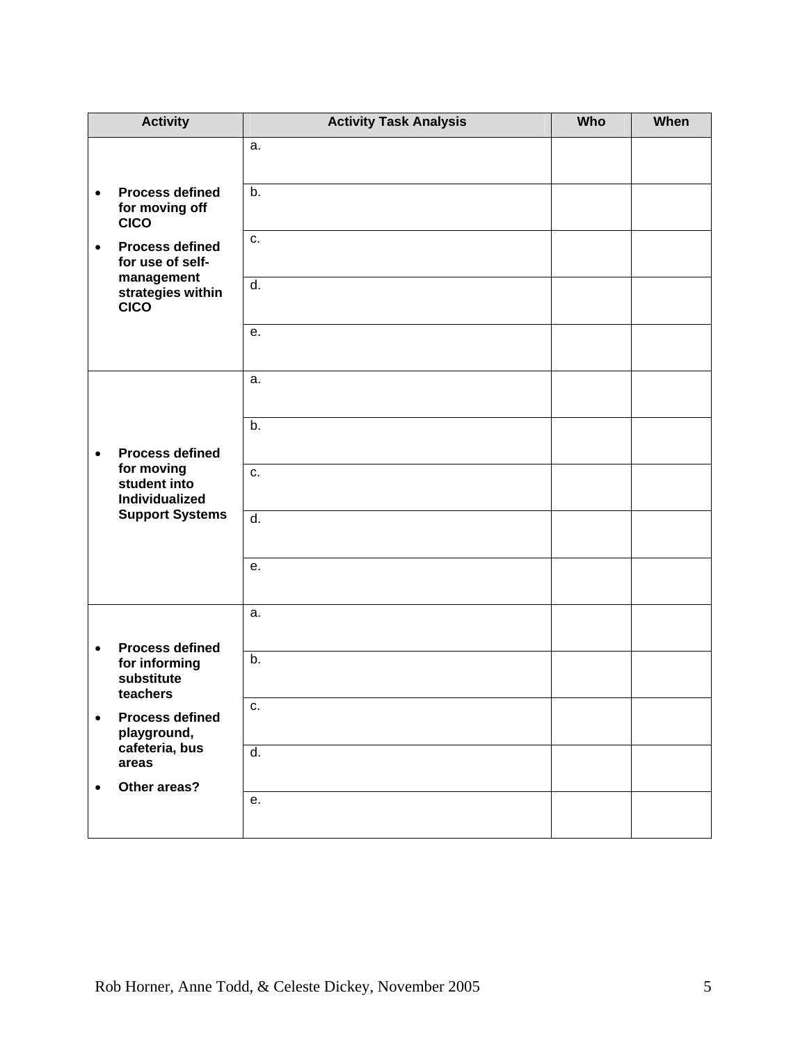| Activity | Activity Task Analysis | Who | When |
|---|---|---|---|
| • **Process defined for moving off CICO**<br>• **Process defined for use of self-management strategies within CICO** | a. | | |
| | b. | | |
| | c. | | |
| | d. | | |
| | e. | | |
| • **Process defined for moving student into Individualized Support Systems** | a. | | |
| | b. | | |
| | c. | | |
| | d. | | |
| | e. | | |
| • **Process defined for informing substitute teachers**<br>• **Process defined playground, cafeteria, bus areas**<br>• **Other areas?** | a. | | |
| | b. | | |
| | c. | | |
| | d. | | |
| | e. | | |